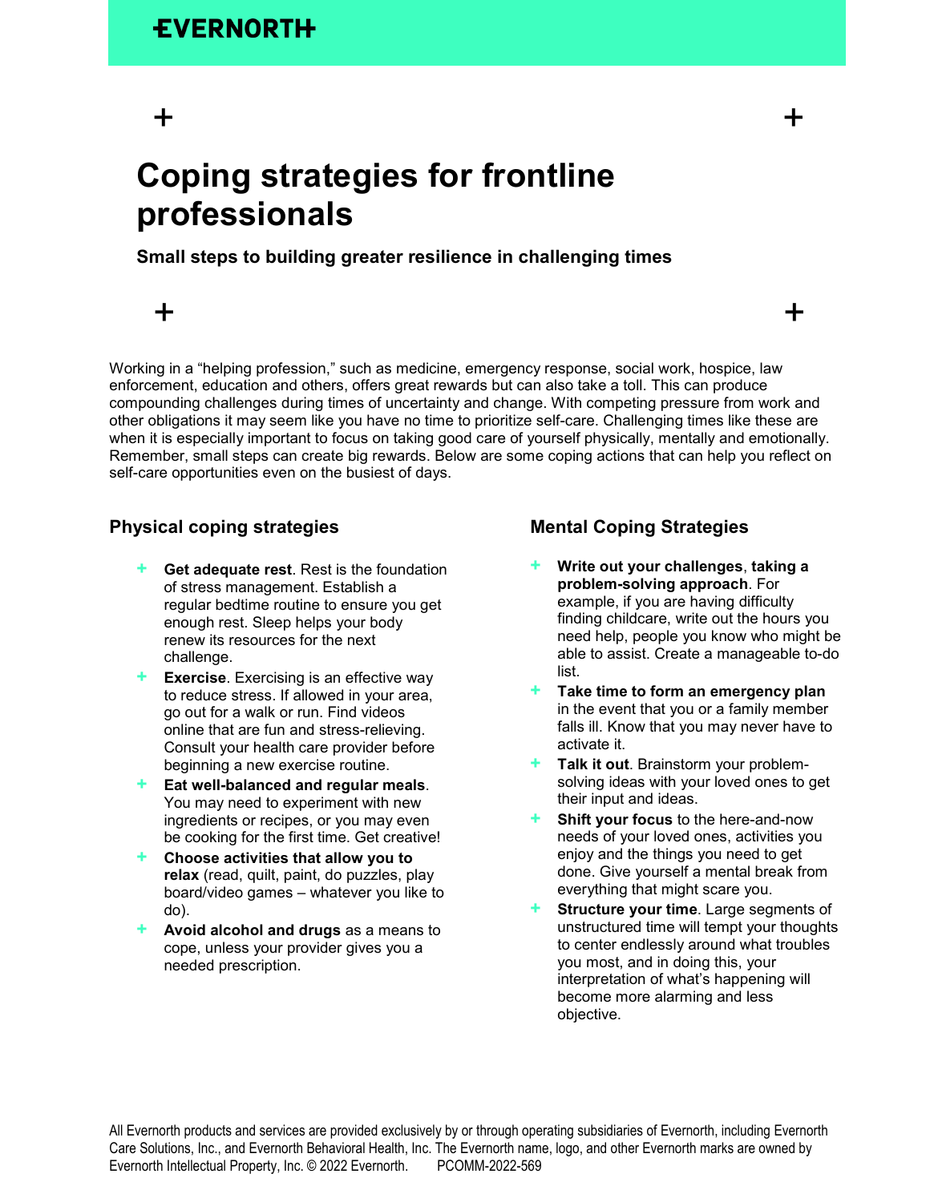EVERNORTH

# Coping strategies for frontline professionals

**Small steps to building greater resilience in challenging times**

Working in a “helping profession,” such as medicine, emergency response, social work, hospice, law enforcement, education and others, offers great rewards but can also take a toll. This can produce compounding challenges during times of uncertainty and change. With competing pressure from work and other obligations it may seem like you have no time to prioritize self-care. Challenging times like these are when it is especially important to focus on taking good care of yourself physically, mentally and emotionally. Remember, small steps can create big rewards. Below are some coping actions that can help you reflect on self-care opportunities even on the busiest of days.

## Physical coping strategies

- **Get adequate rest**. Rest is the foundation of stress management. Establish a regular bedtime routine to ensure you get enough rest. Sleep helps your body renew its resources for the next challenge.
- **Exercise**. Exercising is an effective way to reduce stress. If allowed in your area, go out for a walk or run. Find videos online that are fun and stress-relieving. Consult your health care provider before beginning a new exercise routine.
- **Eat well-balanced and regular meals**. You may need to experiment with new ingredients or recipes, or you may even be cooking for the first time. Get creative!
- **Choose activities that allow you to relax** (read, quilt, paint, do puzzles, play board/video games – whatever you like to do).
- **Avoid alcohol and drugs** as a means to cope, unless your provider gives you a needed prescription.

## Mental Coping Strategies

- **Write out your challenges**, **taking a problem-solving approach**. For example, if you are having difficulty finding childcare, write out the hours you need help, people you know who might be able to assist. Create a manageable to-do list.
- **Take time to form an emergency plan** in the event that you or a family member falls ill. Know that you may never have to activate it.
- **Talk it out**. Brainstorm your problem-solving ideas with your loved ones to get their input and ideas.
- **Shift your focus** to the here-and-now needs of your loved ones, activities you enjoy and the things you need to get done. Give yourself a mental break from everything that might scare you.
- **Structure your time**. Large segments of unstructured time will tempt your thoughts to center endlessly around what troubles you most, and in doing this, your interpretation of what’s happening will become more alarming and less objective.

All Evernorth products and services are provided exclusively by or through operating subsidiaries of Evernorth, including Evernorth Care Solutions, Inc., and Evernorth Behavioral Health, Inc. The Evernorth name, logo, and other Evernorth marks are owned by Evernorth Intellectual Property, Inc. © 2022 Evernorth. PCOMM-2022-569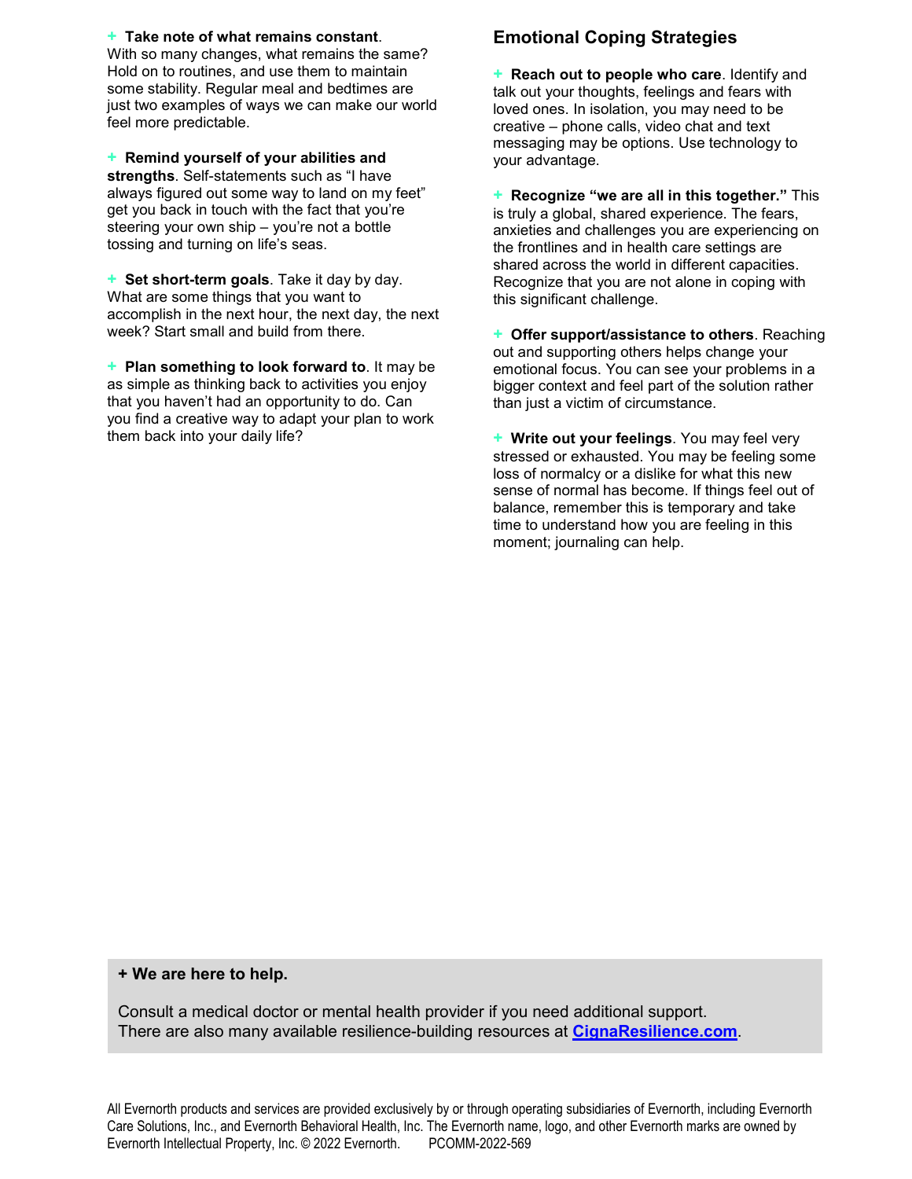**+ Take note of what remains constant**. With so many changes, what remains the same? Hold on to routines, and use them to maintain some stability. Regular meal and bedtimes are just two examples of ways we can make our world feel more predictable.

**+ Remind yourself of your abilities and strengths**. Self-statements such as "I have always figured out some way to land on my feet" get you back in touch with the fact that you're steering your own ship – you're not a bottle tossing and turning on life's seas.

**+ Set short-term goals**. Take it day by day. What are some things that you want to accomplish in the next hour, the next day, the next week? Start small and build from there.

**+ Plan something to look forward to**. It may be as simple as thinking back to activities you enjoy that you haven't had an opportunity to do. Can you find a creative way to adapt your plan to work them back into your daily life?

## Emotional Coping Strategies

**+ Reach out to people who care**. Identify and talk out your thoughts, feelings and fears with loved ones. In isolation, you may need to be creative – phone calls, video chat and text messaging may be options. Use technology to your advantage.

**+ Recognize "we are all in this together."** This is truly a global, shared experience. The fears, anxieties and challenges you are experiencing on the frontlines and in health care settings are shared across the world in different capacities. Recognize that you are not alone in coping with this significant challenge.

**+ Offer support/assistance to others**. Reaching out and supporting others helps change your emotional focus. You can see your problems in a bigger context and feel part of the solution rather than just a victim of circumstance.

**+ Write out your feelings**. You may feel very stressed or exhausted. You may be feeling some loss of normalcy or a dislike for what this new sense of normal has become. If things feel out of balance, remember this is temporary and take time to understand how you are feeling in this moment; journaling can help.

**+ We are here to help.**

Consult a medical doctor or mental health provider if you need additional support.
There are also many available resilience-building resources at **CignaResilience.com**.

All Evernorth products and services are provided exclusively by or through operating subsidiaries of Evernorth, including Evernorth Care Solutions, Inc., and Evernorth Behavioral Health, Inc. The Evernorth name, logo, and other Evernorth marks are owned by Evernorth Intellectual Property, Inc. © 2022 Evernorth. PCOMM-2022-569